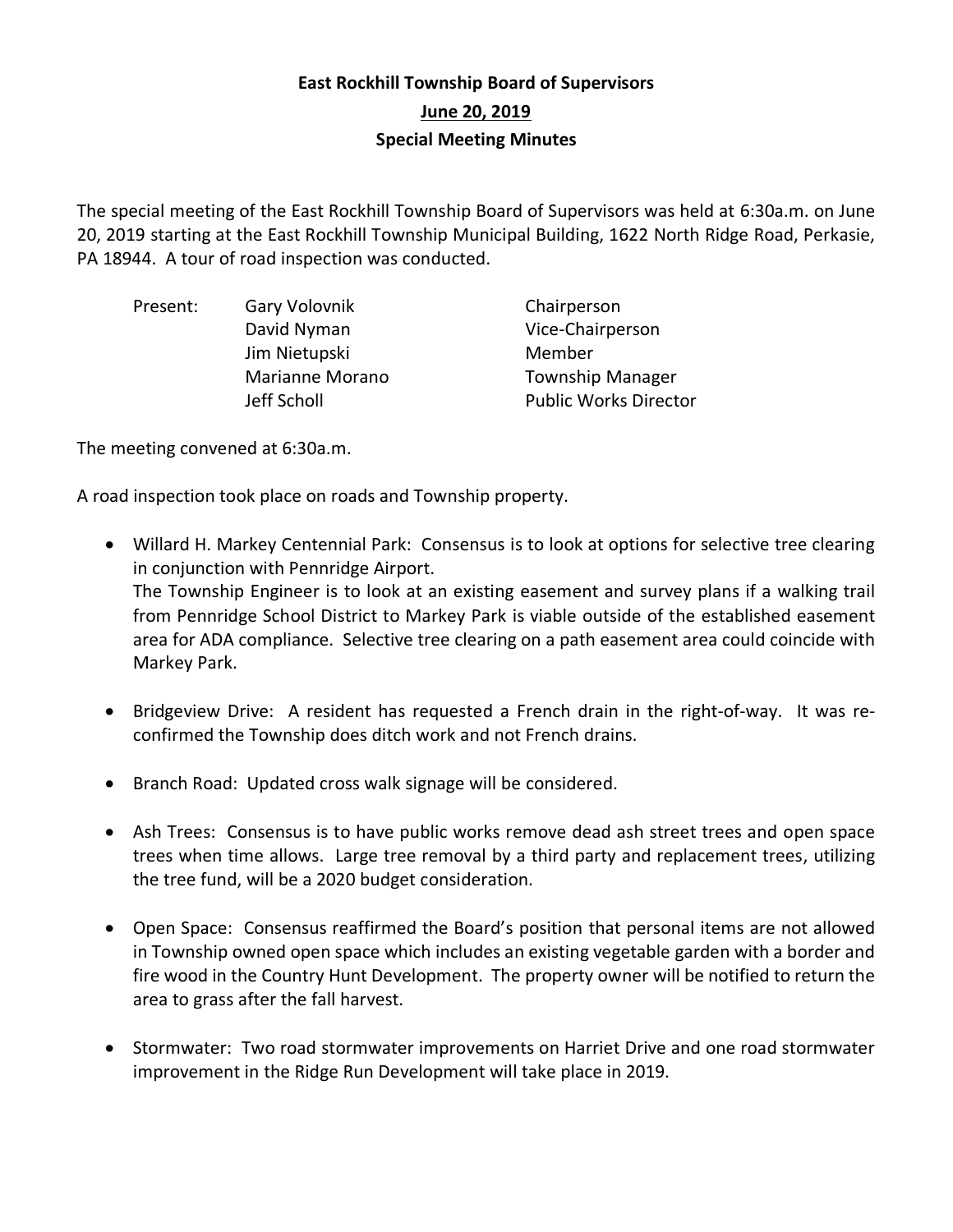# East Rockhill Township Board of Supervisors

## June 20, 2019

## Special Meeting Minutes

The special meeting of the East Rockhill Township Board of Supervisors was held at 6:30a.m. on June 20, 2019 starting at the East Rockhill Township Municipal Building, 1622 North Ridge Road, Perkasie, PA 18944. A tour of road inspection was conducted.

| Present: | Gary Volovnik | Chairperson |
|---|---|---|
| | David Nyman | Vice-Chairperson |
| | Jim Nietupski | Member |
| | Marianne Morano | Township Manager |
| | Jeff Scholl | Public Works Director |

The meeting convened at 6:30a.m.

A road inspection took place on roads and Township property.

- Willard H. Markey Centennial Park: Consensus is to look at options for selective tree clearing in conjunction with Pennridge Airport.
  The Township Engineer is to look at an existing easement and survey plans if a walking trail from Pennridge School District to Markey Park is viable outside of the established easement area for ADA compliance. Selective tree clearing on a path easement area could coincide with Markey Park.

- Bridgeview Drive: A resident has requested a French drain in the right-of-way. It was re-confirmed the Township does ditch work and not French drains.

- Branch Road: Updated cross walk signage will be considered.

- Ash Trees: Consensus is to have public works remove dead ash street trees and open space trees when time allows. Large tree removal by a third party and replacement trees, utilizing the tree fund, will be a 2020 budget consideration.

- Open Space: Consensus reaffirmed the Board's position that personal items are not allowed in Township owned open space which includes an existing vegetable garden with a border and fire wood in the Country Hunt Development. The property owner will be notified to return the area to grass after the fall harvest.

- Stormwater: Two road stormwater improvements on Harriet Drive and one road stormwater improvement in the Ridge Run Development will take place in 2019.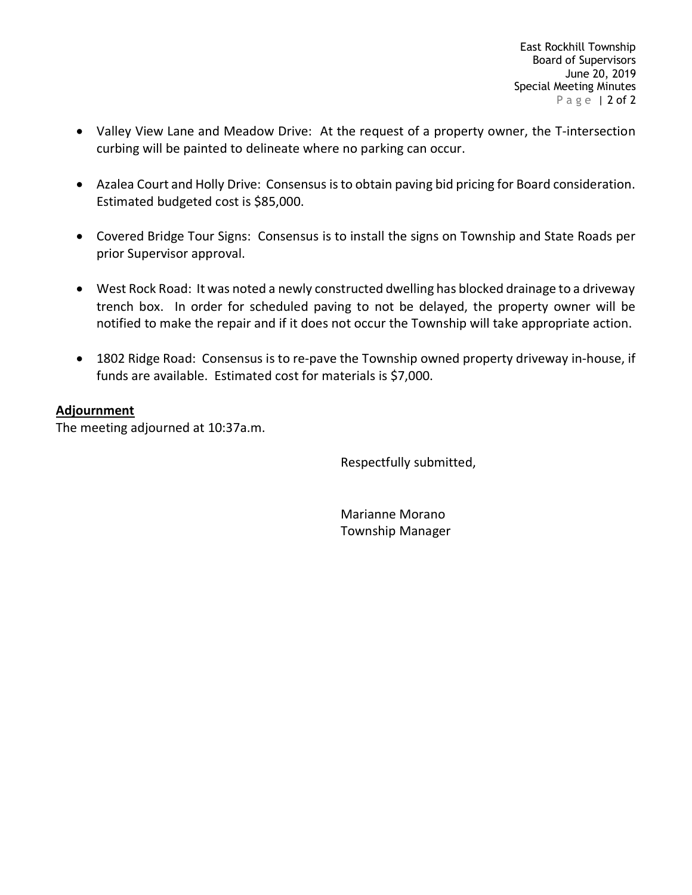- Valley View Lane and Meadow Drive: At the request of a property owner, the T-intersection curbing will be painted to delineate where no parking can occur.

- Azalea Court and Holly Drive: Consensus is to obtain paving bid pricing for Board consideration. Estimated budgeted cost is $85,000.

- Covered Bridge Tour Signs: Consensus is to install the signs on Township and State Roads per prior Supervisor approval.

- West Rock Road: It was noted a newly constructed dwelling has blocked drainage to a driveway trench box. In order for scheduled paving to not be delayed, the property owner will be notified to make the repair and if it does not occur the Township will take appropriate action.

- 1802 Ridge Road: Consensus is to re-pave the Township owned property driveway in-house, if funds are available. Estimated cost for materials is $7,000.

**Adjournment**

The meeting adjourned at 10:37a.m.

Respectfully submitted,

Marianne Morano
Township Manager